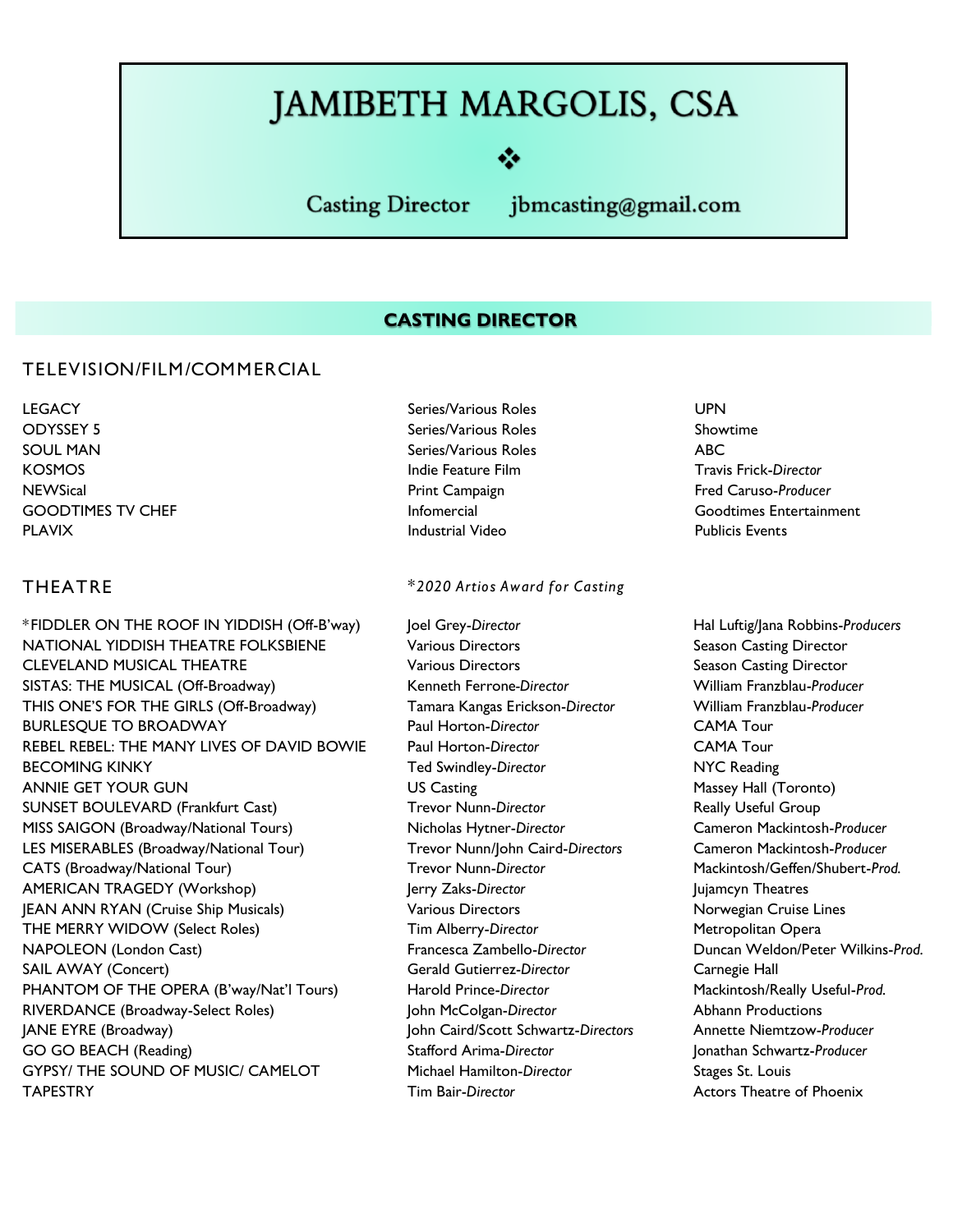# JAMIBETH MARGOLIS, CSA

❖

Casting Director jbmcasting@gmail.com

## CASTING DIRECTOR

### TELEVISION/FILM/COMMERCIAL

| | | |
|---|---|---|
| LEGACY | Series/Various Roles | UPN |
| ODYSSEY 5 | Series/Various Roles | Showtime |
| SOUL MAN | Series/Various Roles | ABC |
| KOSMOS | Indie Feature Film | Travis Frick-*Director* |
| NEWSical | Print Campaign | Fred Caruso-*Producer* |
| GOODTIMES TV CHEF | Infomercial | Goodtimes Entertainment |
| PLAVIX | Industrial Video | Publicis Events |

### THEATRE

*\*2020 Artios Award for Casting*

| | | |
|---|---|---|
| *FIDDLER ON THE ROOF IN YIDDISH (Off-B'way) | Joel Grey-*Director* | Hal Luftig/Jana Robbins-*Producers* |
| NATIONAL YIDDISH THEATRE FOLKSBIENE | Various Directors | Season Casting Director |
| CLEVELAND MUSICAL THEATRE | Various Directors | Season Casting Director |
| SISTAS: THE MUSICAL (Off-Broadway) | Kenneth Ferrone-*Director* | William Franzblau-*Producer* |
| THIS ONE'S FOR THE GIRLS (Off-Broadway) | Tamara Kangas Erickson-*Director* | William Franzblau-*Producer* |
| BURLESQUE TO BROADWAY | Paul Horton-*Director* | CAMA Tour |
| REBEL REBEL: THE MANY LIVES OF DAVID BOWIE | Paul Horton-*Director* | CAMA Tour |
| BECOMING KINKY | Ted Swindley-*Director* | NYC Reading |
| ANNIE GET YOUR GUN | US Casting | Massey Hall (Toronto) |
| SUNSET BOULEVARD (Frankfurt Cast) | Trevor Nunn-*Director* | Really Useful Group |
| MISS SAIGON (Broadway/National Tours) | Nicholas Hytner-*Director* | Cameron Mackintosh-*Producer* |
| LES MISERABLES (Broadway/National Tour) | Trevor Nunn/John Caird-*Directors* | Cameron Mackintosh-*Producer* |
| CATS (Broadway/National Tour) | Trevor Nunn-*Director* | Mackintosh/Geffen/Shubert-*Prod.* |
| AMERICAN TRAGEDY (Workshop) | Jerry Zaks-*Director* | Jujamcyn Theatres |
| JEAN ANN RYAN (Cruise Ship Musicals) | Various Directors | Norwegian Cruise Lines |
| THE MERRY WIDOW (Select Roles) | Tim Alberry-*Director* | Metropolitan Opera |
| NAPOLEON (London Cast) | Francesca Zambello-*Director* | Duncan Weldon/Peter Wilkins-*Prod.* |
| SAIL AWAY (Concert) | Gerald Gutierrez-*Director* | Carnegie Hall |
| PHANTOM OF THE OPERA (B'way/Nat'l Tours) | Harold Prince-*Director* | Mackintosh/Really Useful-*Prod.* |
| RIVERDANCE (Broadway-Select Roles) | John McColgan-*Director* | Abhann Productions |
| JANE EYRE (Broadway) | John Caird/Scott Schwartz-*Directors* | Annette Niemtzow-*Producer* |
| GO GO BEACH (Reading) | Stafford Arima-*Director* | Jonathan Schwartz-*Producer* |
| GYPSY/ THE SOUND OF MUSIC/ CAMELOT | Michael Hamilton-*Director* | Stages St. Louis |
| TAPESTRY | Tim Bair-*Director* | Actors Theatre of Phoenix |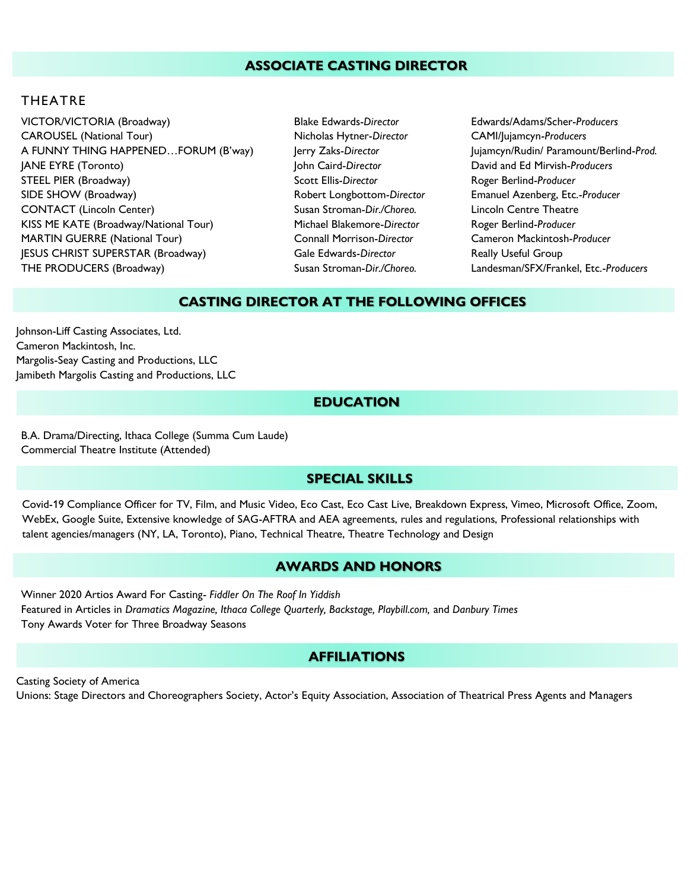## ASSOCIATE CASTING DIRECTOR

### THEATRE

| | | |
|---|---|---|
| VICTOR/VICTORIA (Broadway) | Blake Edwards-*Director* | Edwards/Adams/Scher-*Producers* |
| CAROUSEL (National Tour) | Nicholas Hytner-*Director* | CAMI/Jujamcyn-*Producers* |
| A FUNNY THING HAPPENED…FORUM (B'way) | Jerry Zaks-*Director* | Jujamcyn/Rudin/ Paramount/Berlind-*Prod.* |
| JANE EYRE (Toronto) | John Caird-*Director* | David and Ed Mirvish-*Producers* |
| STEEL PIER (Broadway) | Scott Ellis-*Director* | Roger Berlind-*Producer* |
| SIDE SHOW (Broadway) | Robert Longbottom-*Director* | Emanuel Azenberg, Etc.-*Producer* |
| CONTACT (Lincoln Center) | Susan Stroman-*Dir./Choreo.* | Lincoln Centre Theatre |
| KISS ME KATE (Broadway/National Tour) | Michael Blakemore-*Director* | Roger Berlind-*Producer* |
| MARTIN GUERRE (National Tour) | Connall Morrison-*Director* | Cameron Mackintosh-*Producer* |
| JESUS CHRIST SUPERSTAR (Broadway) | Gale Edwards-*Director* | Really Useful Group |
| THE PRODUCERS (Broadway) | Susan Stroman-*Dir./Choreo.* | Landesman/SFX/Frankel, Etc.-*Producers* |

## CASTING DIRECTOR AT THE FOLLOWING OFFICES

Johnson-Liff Casting Associates, Ltd.
Cameron Mackintosh, Inc.
Margolis-Seay Casting and Productions, LLC
Jamibeth Margolis Casting and Productions, LLC

## EDUCATION

B.A. Drama/Directing, Ithaca College (Summa Cum Laude)
Commercial Theatre Institute (Attended)

## SPECIAL SKILLS

Covid-19 Compliance Officer for TV, Film, and Music Video, Eco Cast, Eco Cast Live, Breakdown Express, Vimeo, Microsoft Office, Zoom, WebEx, Google Suite, Extensive knowledge of SAG-AFTRA and AEA agreements, rules and regulations, Professional relationships with talent agencies/managers (NY, LA, Toronto), Piano, Technical Theatre, Theatre Technology and Design

## AWARDS AND HONORS

Winner 2020 Artios Award For Casting- *Fiddler On The Roof In Yiddish*
Featured in Articles in *Dramatics Magazine, Ithaca College Quarterly, Backstage, Playbill.com,* and *Danbury Times*
Tony Awards Voter for Three Broadway Seasons

## AFFILIATIONS

Casting Society of America
Unions: Stage Directors and Choreographers Society, Actor's Equity Association, Association of Theatrical Press Agents and Managers